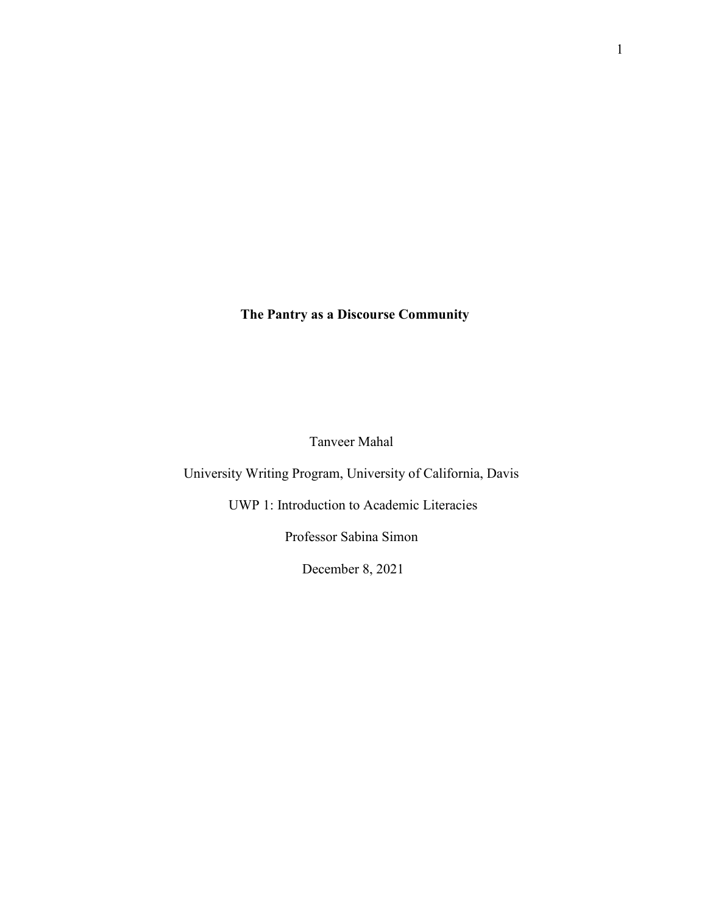# The Pantry as a Discourse Community

Tanveer Mahal

University Writing Program, University of California, Davis

UWP 1: Introduction to Academic Literacies

Professor Sabina Simon

December 8, 2021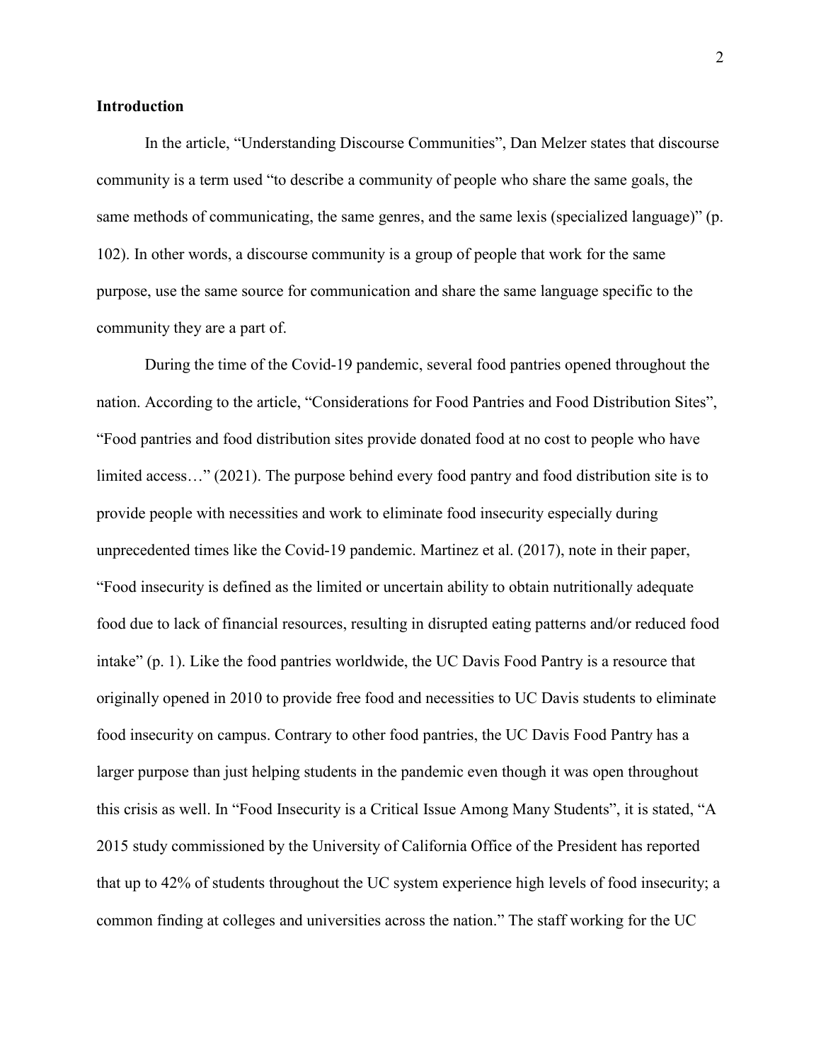**Introduction**

In the article, “Understanding Discourse Communities”, Dan Melzer states that discourse community is a term used “to describe a community of people who share the same goals, the same methods of communicating, the same genres, and the same lexis (specialized language)” (p. 102). In other words, a discourse community is a group of people that work for the same purpose, use the same source for communication and share the same language specific to the community they are a part of.

During the time of the Covid-19 pandemic, several food pantries opened throughout the nation. According to the article, “Considerations for Food Pantries and Food Distribution Sites”, “Food pantries and food distribution sites provide donated food at no cost to people who have limited access…” (2021). The purpose behind every food pantry and food distribution site is to provide people with necessities and work to eliminate food insecurity especially during unprecedented times like the Covid-19 pandemic. Martinez et al. (2017), note in their paper, “Food insecurity is defined as the limited or uncertain ability to obtain nutritionally adequate food due to lack of financial resources, resulting in disrupted eating patterns and/or reduced food intake” (p. 1). Like the food pantries worldwide, the UC Davis Food Pantry is a resource that originally opened in 2010 to provide free food and necessities to UC Davis students to eliminate food insecurity on campus. Contrary to other food pantries, the UC Davis Food Pantry has a larger purpose than just helping students in the pandemic even though it was open throughout this crisis as well. In “Food Insecurity is a Critical Issue Among Many Students”, it is stated, “A 2015 study commissioned by the University of California Office of the President has reported that up to 42% of students throughout the UC system experience high levels of food insecurity; a common finding at colleges and universities across the nation.” The staff working for the UC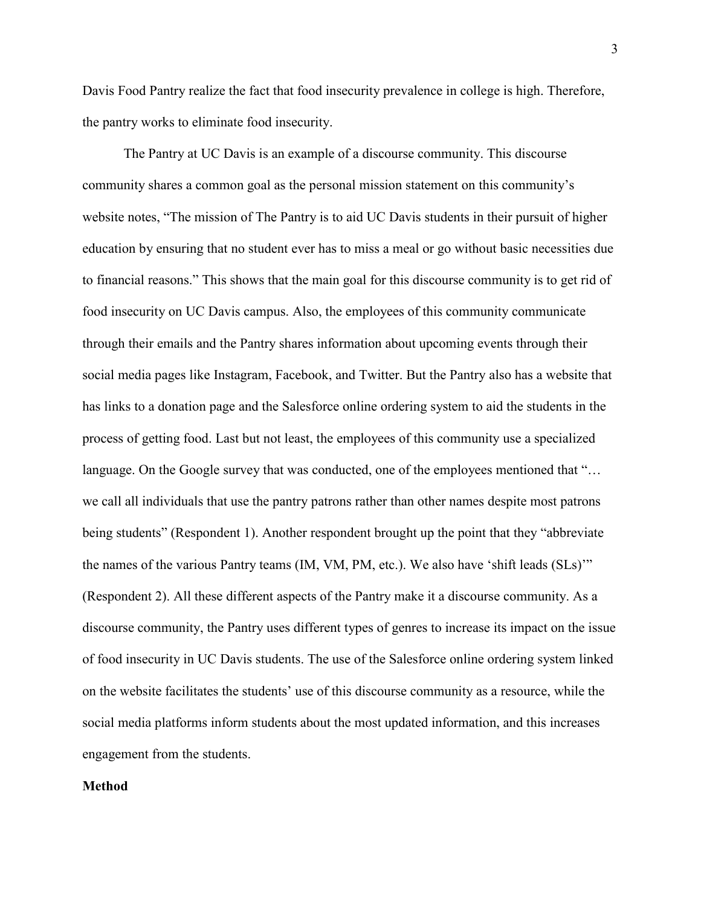Davis Food Pantry realize the fact that food insecurity prevalence in college is high. Therefore, the pantry works to eliminate food insecurity.

The Pantry at UC Davis is an example of a discourse community. This discourse community shares a common goal as the personal mission statement on this community's website notes, "The mission of The Pantry is to aid UC Davis students in their pursuit of higher education by ensuring that no student ever has to miss a meal or go without basic necessities due to financial reasons." This shows that the main goal for this discourse community is to get rid of food insecurity on UC Davis campus. Also, the employees of this community communicate through their emails and the Pantry shares information about upcoming events through their social media pages like Instagram, Facebook, and Twitter. But the Pantry also has a website that has links to a donation page and the Salesforce online ordering system to aid the students in the process of getting food. Last but not least, the employees of this community use a specialized language. On the Google survey that was conducted, one of the employees mentioned that "… we call all individuals that use the pantry patrons rather than other names despite most patrons being students" (Respondent 1). Another respondent brought up the point that they "abbreviate the names of the various Pantry teams (IM, VM, PM, etc.). We also have 'shift leads (SLs)'" (Respondent 2). All these different aspects of the Pantry make it a discourse community. As a discourse community, the Pantry uses different types of genres to increase its impact on the issue of food insecurity in UC Davis students. The use of the Salesforce online ordering system linked on the website facilitates the students' use of this discourse community as a resource, while the social media platforms inform students about the most updated information, and this increases engagement from the students.

**Method**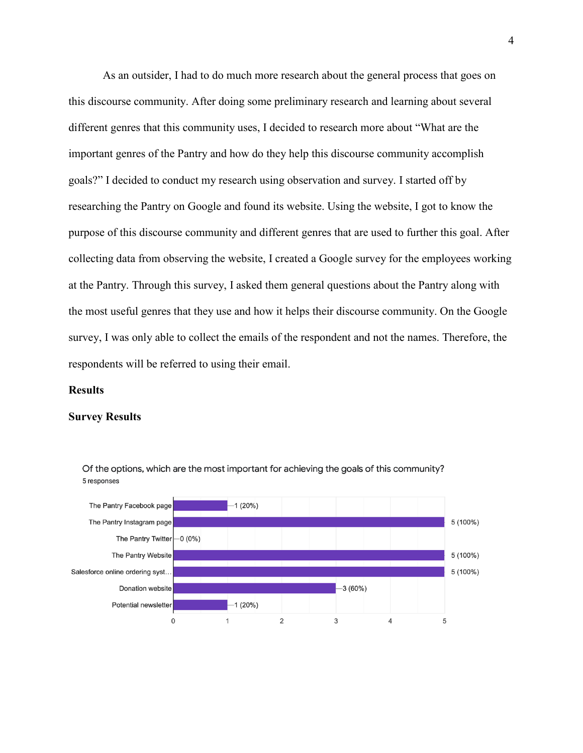As an outsider, I had to do much more research about the general process that goes on this discourse community. After doing some preliminary research and learning about several different genres that this community uses, I decided to research more about "What are the important genres of the Pantry and how do they help this discourse community accomplish goals?" I decided to conduct my research using observation and survey. I started off by researching the Pantry on Google and found its website. Using the website, I got to know the purpose of this discourse community and different genres that are used to further this goal. After collecting data from observing the website, I created a Google survey for the employees working at the Pantry. Through this survey, I asked them general questions about the Pantry along with the most useful genres that they use and how it helps their discourse community. On the Google survey, I was only able to collect the emails of the respondent and not the names. Therefore, the respondents will be referred to using their email.

**Results**

**Survey Results**

Of the options, which are the most important for achieving the goals of this community?
5 responses

| Option | Responses |
| --- | --- |
| The Pantry Facebook page | 1 (20%) |
| The Pantry Instagram page | 5 (100%) |
| The Pantry Twitter | 0 (0%) |
| The Pantry Website | 5 (100%) |
| Salesforce online ordering syst... | 5 (100%) |
| Donation website | 3 (60%) |
| Potential newsletter | 1 (20%) |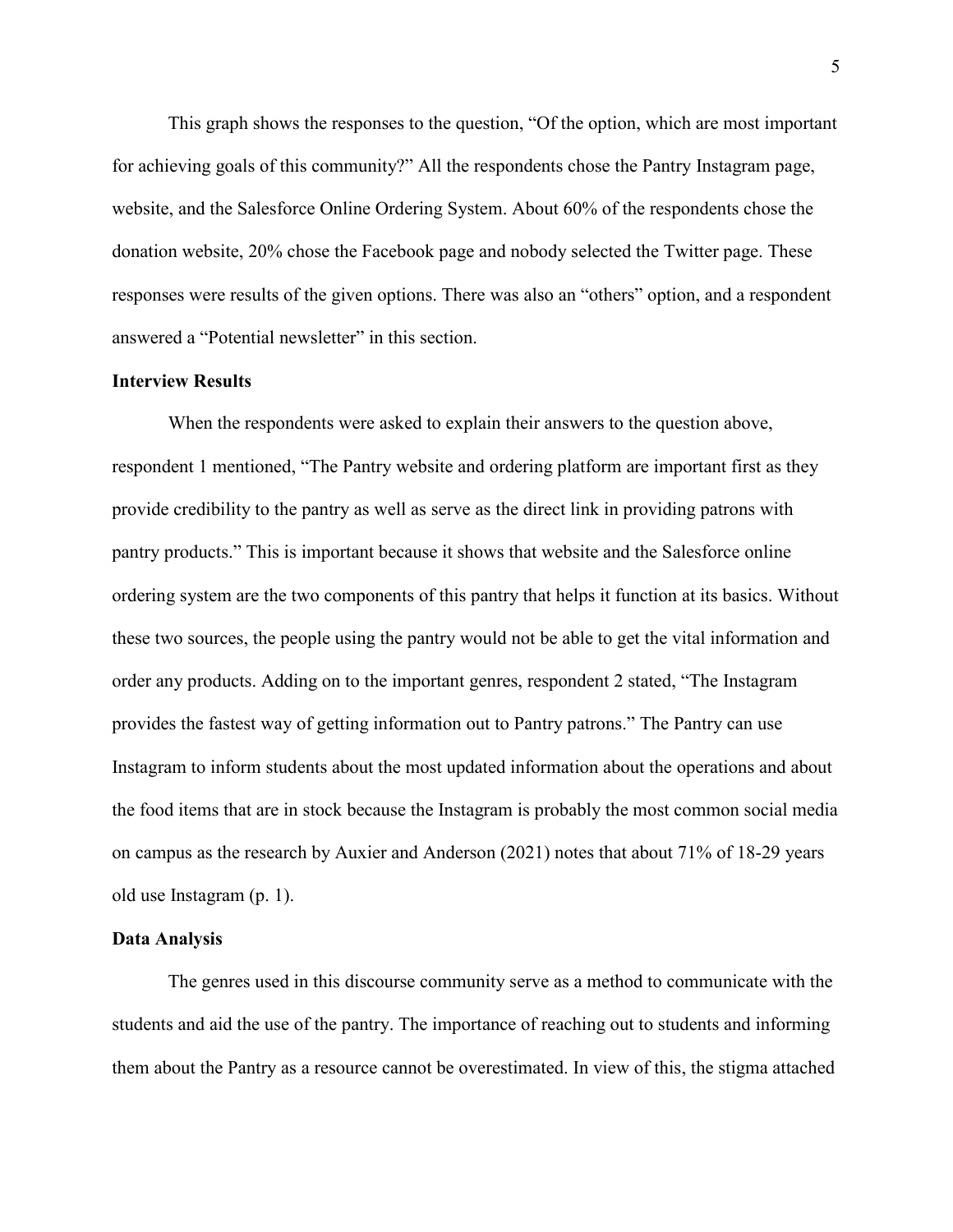This graph shows the responses to the question, "Of the option, which are most important for achieving goals of this community?" All the respondents chose the Pantry Instagram page, website, and the Salesforce Online Ordering System. About 60% of the respondents chose the donation website, 20% chose the Facebook page and nobody selected the Twitter page. These responses were results of the given options. There was also an "others" option, and a respondent answered a "Potential newsletter" in this section.

## Interview Results

When the respondents were asked to explain their answers to the question above, respondent 1 mentioned, "The Pantry website and ordering platform are important first as they provide credibility to the pantry as well as serve as the direct link in providing patrons with pantry products." This is important because it shows that website and the Salesforce online ordering system are the two components of this pantry that helps it function at its basics. Without these two sources, the people using the pantry would not be able to get the vital information and order any products. Adding on to the important genres, respondent 2 stated, "The Instagram provides the fastest way of getting information out to Pantry patrons." The Pantry can use Instagram to inform students about the most updated information about the operations and about the food items that are in stock because the Instagram is probably the most common social media on campus as the research by Auxier and Anderson (2021) notes that about 71% of 18-29 years old use Instagram (p. 1).

## Data Analysis

The genres used in this discourse community serve as a method to communicate with the students and aid the use of the pantry. The importance of reaching out to students and informing them about the Pantry as a resource cannot be overestimated. In view of this, the stigma attached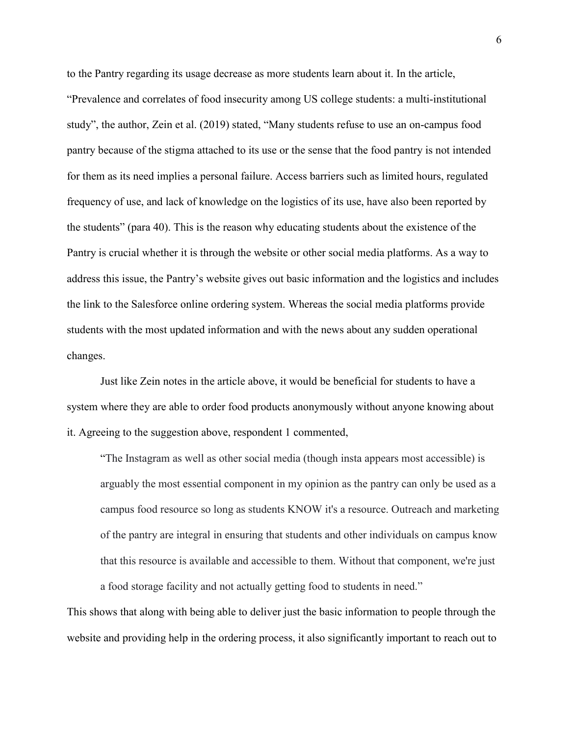to the Pantry regarding its usage decrease as more students learn about it. In the article, "Prevalence and correlates of food insecurity among US college students: a multi-institutional study", the author, Zein et al. (2019) stated, "Many students refuse to use an on-campus food pantry because of the stigma attached to its use or the sense that the food pantry is not intended for them as its need implies a personal failure. Access barriers such as limited hours, regulated frequency of use, and lack of knowledge on the logistics of its use, have also been reported by the students" (para 40). This is the reason why educating students about the existence of the Pantry is crucial whether it is through the website or other social media platforms. As a way to address this issue, the Pantry's website gives out basic information and the logistics and includes the link to the Salesforce online ordering system. Whereas the social media platforms provide students with the most updated information and with the news about any sudden operational changes.

Just like Zein notes in the article above, it would be beneficial for students to have a system where they are able to order food products anonymously without anyone knowing about it. Agreeing to the suggestion above, respondent 1 commented,

> "The Instagram as well as other social media (though insta appears most accessible) is arguably the most essential component in my opinion as the pantry can only be used as a campus food resource so long as students KNOW it's a resource. Outreach and marketing of the pantry are integral in ensuring that students and other individuals on campus know that this resource is available and accessible to them. Without that component, we're just a food storage facility and not actually getting food to students in need."

This shows that along with being able to deliver just the basic information to people through the website and providing help in the ordering process, it also significantly important to reach out to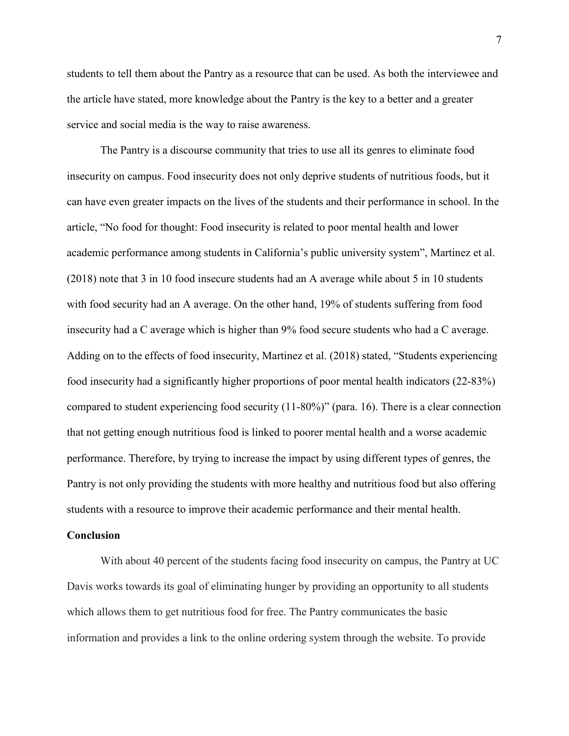students to tell them about the Pantry as a resource that can be used. As both the interviewee and the article have stated, more knowledge about the Pantry is the key to a better and a greater service and social media is the way to raise awareness.

The Pantry is a discourse community that tries to use all its genres to eliminate food insecurity on campus. Food insecurity does not only deprive students of nutritious foods, but it can have even greater impacts on the lives of the students and their performance in school. In the article, "No food for thought: Food insecurity is related to poor mental health and lower academic performance among students in California's public university system", Martinez et al. (2018) note that 3 in 10 food insecure students had an A average while about 5 in 10 students with food security had an A average. On the other hand, 19% of students suffering from food insecurity had a C average which is higher than 9% food secure students who had a C average. Adding on to the effects of food insecurity, Martinez et al. (2018) stated, "Students experiencing food insecurity had a significantly higher proportions of poor mental health indicators (22-83%) compared to student experiencing food security (11-80%)" (para. 16). There is a clear connection that not getting enough nutritious food is linked to poorer mental health and a worse academic performance. Therefore, by trying to increase the impact by using different types of genres, the Pantry is not only providing the students with more healthy and nutritious food but also offering students with a resource to improve their academic performance and their mental health.

**Conclusion**

With about 40 percent of the students facing food insecurity on campus, the Pantry at UC Davis works towards its goal of eliminating hunger by providing an opportunity to all students which allows them to get nutritious food for free. The Pantry communicates the basic information and provides a link to the online ordering system through the website. To provide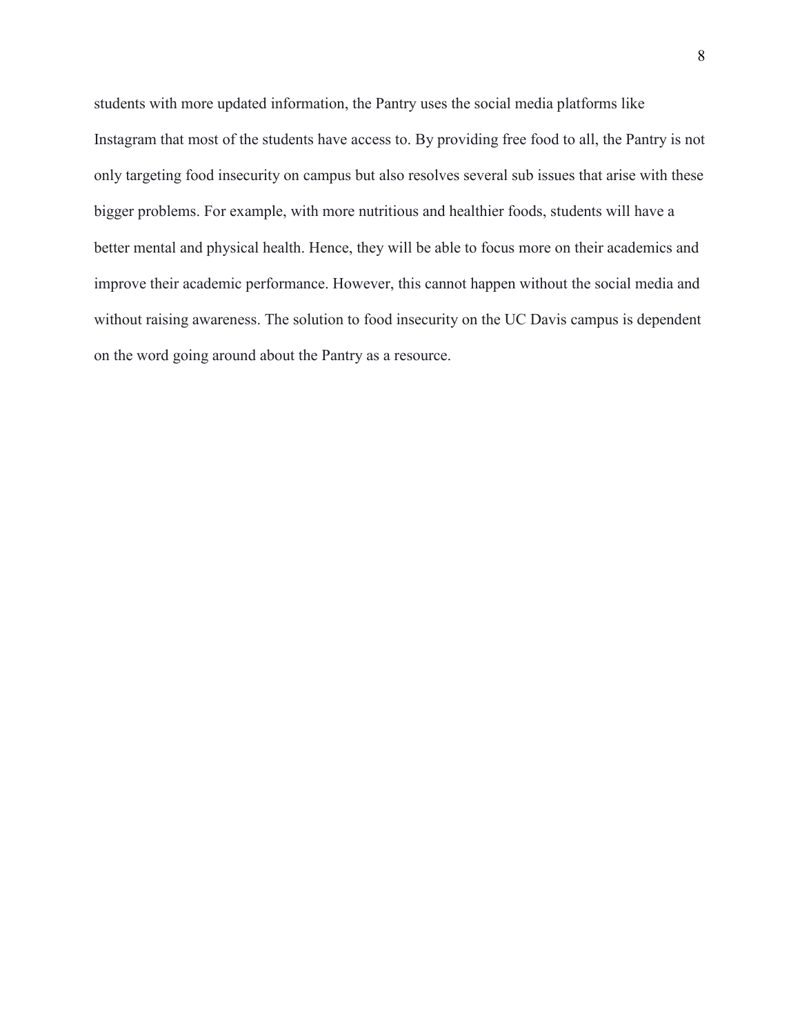students with more updated information, the Pantry uses the social media platforms like Instagram that most of the students have access to. By providing free food to all, the Pantry is not only targeting food insecurity on campus but also resolves several sub issues that arise with these bigger problems. For example, with more nutritious and healthier foods, students will have a better mental and physical health. Hence, they will be able to focus more on their academics and improve their academic performance. However, this cannot happen without the social media and without raising awareness. The solution to food insecurity on the UC Davis campus is dependent on the word going around about the Pantry as a resource.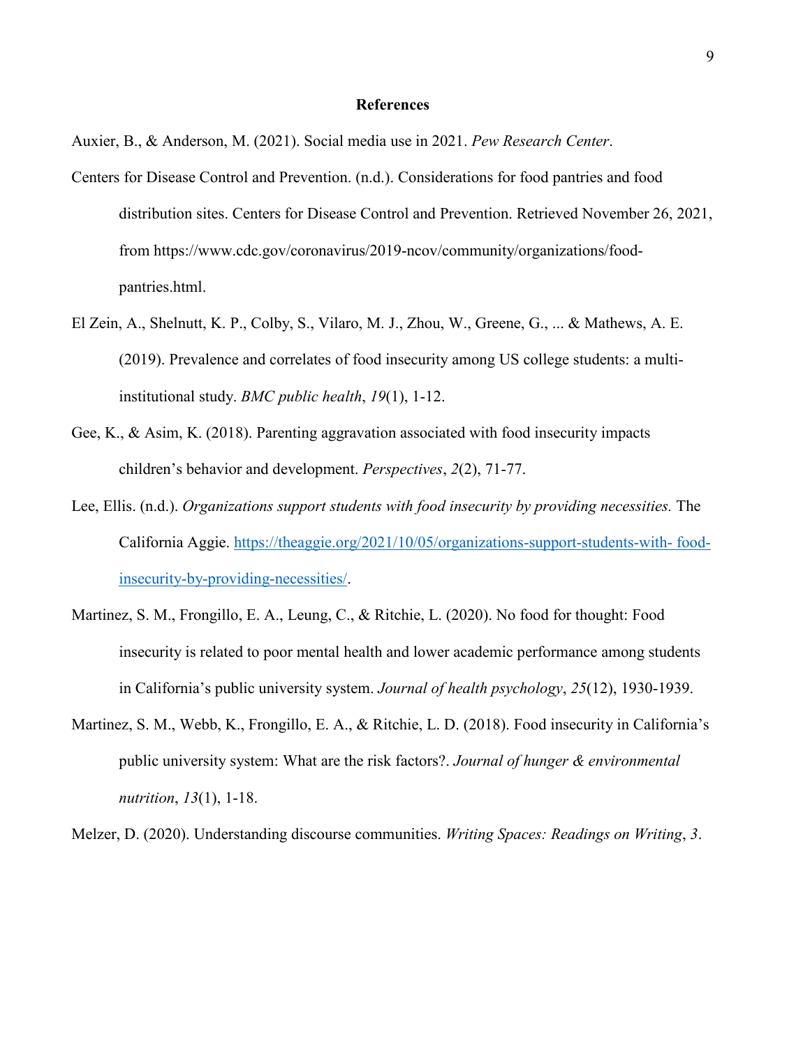**References**

Auxier, B., & Anderson, M. (2021). Social media use in 2021. *Pew Research Center*.

Centers for Disease Control and Prevention. (n.d.). Considerations for food pantries and food distribution sites. Centers for Disease Control and Prevention. Retrieved November 26, 2021, from https://www.cdc.gov/coronavirus/2019-ncov/community/organizations/food-pantries.html.

El Zein, A., Shelnutt, K. P., Colby, S., Vilaro, M. J., Zhou, W., Greene, G., ... & Mathews, A. E. (2019). Prevalence and correlates of food insecurity among US college students: a multi-institutional study. *BMC public health*, *19*(1), 1-12.

Gee, K., & Asim, K. (2018). Parenting aggravation associated with food insecurity impacts children's behavior and development. *Perspectives*, *2*(2), 71-77.

Lee, Ellis. (n.d.). *Organizations support students with food insecurity by providing necessities.* The California Aggie. https://theaggie.org/2021/10/05/organizations-support-students-with- food-insecurity-by-providing-necessities/.

Martinez, S. M., Frongillo, E. A., Leung, C., & Ritchie, L. (2020). No food for thought: Food insecurity is related to poor mental health and lower academic performance among students in California's public university system. *Journal of health psychology*, *25*(12), 1930-1939.

Martinez, S. M., Webb, K., Frongillo, E. A., & Ritchie, L. D. (2018). Food insecurity in California's public university system: What are the risk factors?. *Journal of hunger & environmental nutrition*, *13*(1), 1-18.

Melzer, D. (2020). Understanding discourse communities. *Writing Spaces: Readings on Writing*, *3*.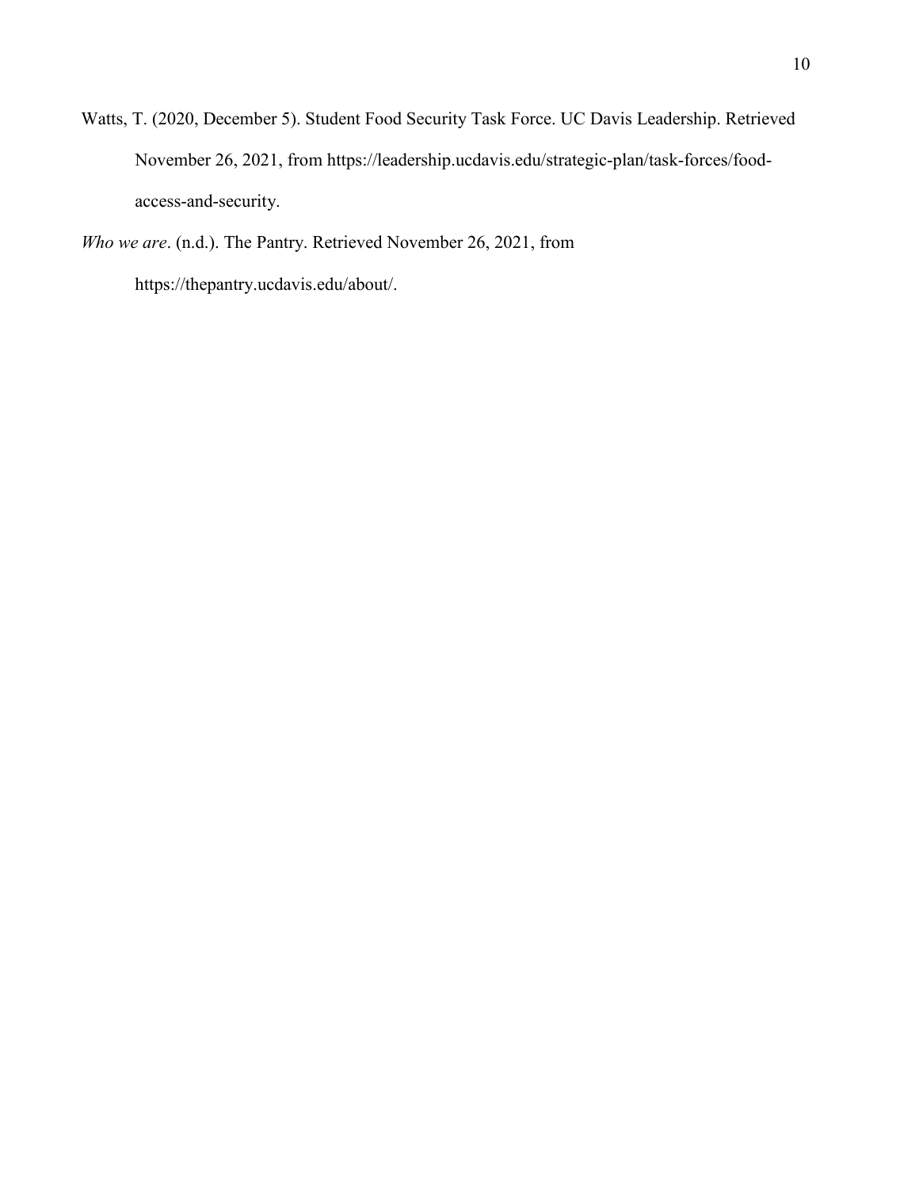Watts, T. (2020, December 5). Student Food Security Task Force. UC Davis Leadership. Retrieved November 26, 2021, from https://leadership.ucdavis.edu/strategic-plan/task-forces/food-access-and-security.

*Who we are*. (n.d.). The Pantry. Retrieved November 26, 2021, from https://thepantry.ucdavis.edu/about/.